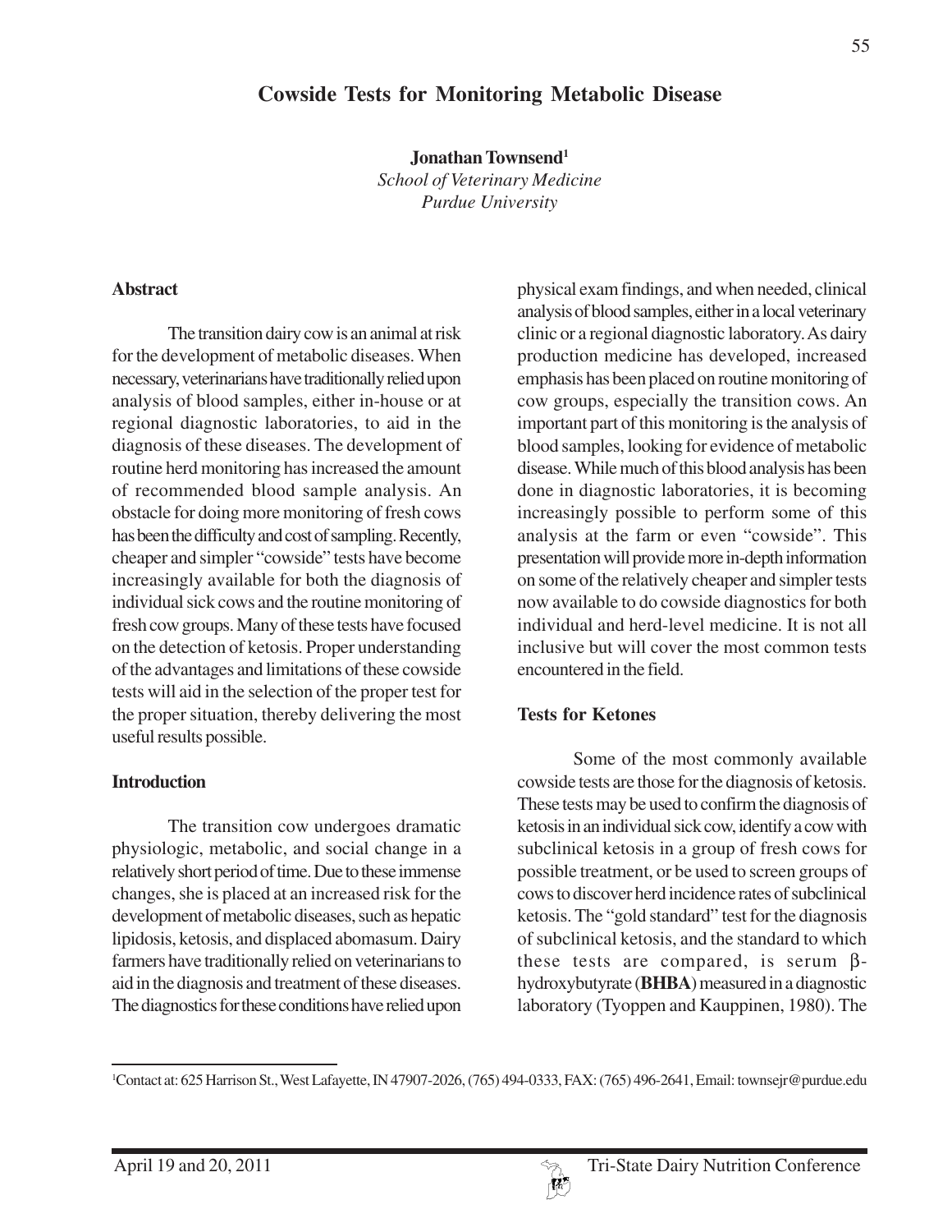# Cowside Tests for Monitoring Metabolic Disease

**Jonathan Townsend**[1]
*School of Veterinary Medicine*
*Purdue University*

## Abstract

The transition dairy cow is an animal at risk for the development of metabolic diseases. When necessary, veterinarians have traditionally relied upon analysis of blood samples, either in-house or at regional diagnostic laboratories, to aid in the diagnosis of these diseases. The development of routine herd monitoring has increased the amount of recommended blood sample analysis. An obstacle for doing more monitoring of fresh cows has been the difficulty and cost of sampling. Recently, cheaper and simpler "cowside" tests have become increasingly available for both the diagnosis of individual sick cows and the routine monitoring of fresh cow groups. Many of these tests have focused on the detection of ketosis. Proper understanding of the advantages and limitations of these cowside tests will aid in the selection of the proper test for the proper situation, thereby delivering the most useful results possible.

## Introduction

The transition cow undergoes dramatic physiologic, metabolic, and social change in a relatively short period of time. Due to these immense changes, she is placed at an increased risk for the development of metabolic diseases, such as hepatic lipidosis, ketosis, and displaced abomasum. Dairy farmers have traditionally relied on veterinarians to aid in the diagnosis and treatment of these diseases. The diagnostics for these conditions have relied upon physical exam findings, and when needed, clinical analysis of blood samples, either in a local veterinary clinic or a regional diagnostic laboratory. As dairy production medicine has developed, increased emphasis has been placed on routine monitoring of cow groups, especially the transition cows. An important part of this monitoring is the analysis of blood samples, looking for evidence of metabolic disease. While much of this blood analysis has been done in diagnostic laboratories, it is becoming increasingly possible to perform some of this analysis at the farm or even "cowside". This presentation will provide more in-depth information on some of the relatively cheaper and simpler tests now available to do cowside diagnostics for both individual and herd-level medicine. It is not all inclusive but will cover the most common tests encountered in the field.

## Tests for Ketones

Some of the most commonly available cowside tests are those for the diagnosis of ketosis. These tests may be used to confirm the diagnosis of ketosis in an individual sick cow, identify a cow with subclinical ketosis in a group of fresh cows for possible treatment, or be used to screen groups of cows to discover herd incidence rates of subclinical ketosis. The "gold standard" test for the diagnosis of subclinical ketosis, and the standard to which these tests are compared, is serum β-hydroxybutyrate (**BHBA**) measured in a diagnostic laboratory (Tyoppen and Kauppinen, 1980). The

[1] Contact at: 625 Harrison St., West Lafayette, IN 47907-2026, (765) 494-0333, FAX: (765) 496-2641, Email: townsejr@purdue.edu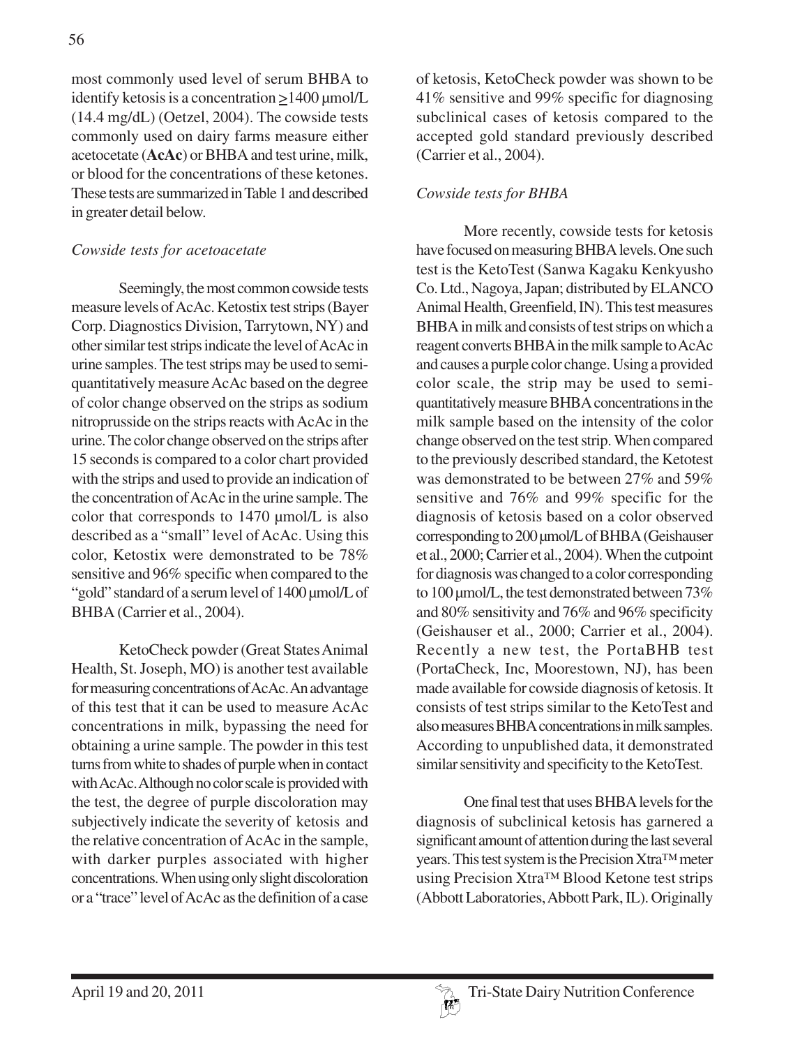most commonly used level of serum BHBA to identify ketosis is a concentration ≥1400 µmol/L (14.4 mg/dL) (Oetzel, 2004). The cowside tests commonly used on dairy farms measure either acetocetate (**AcAc**) or BHBA and test urine, milk, or blood for the concentrations of these ketones. These tests are summarized in Table 1 and described in greater detail below.

### *Cowside tests for acetoacetate*

Seemingly, the most common cowside tests measure levels of AcAc. Ketostix test strips (Bayer Corp. Diagnostics Division, Tarrytown, NY) and other similar test strips indicate the level of AcAc in urine samples. The test strips may be used to semi-quantitatively measure AcAc based on the degree of color change observed on the strips as sodium nitroprusside on the strips reacts with AcAc in the urine. The color change observed on the strips after 15 seconds is compared to a color chart provided with the strips and used to provide an indication of the concentration of AcAc in the urine sample. The color that corresponds to 1470 µmol/L is also described as a "small" level of AcAc. Using this color, Ketostix were demonstrated to be 78% sensitive and 96% specific when compared to the "gold" standard of a serum level of 1400 µmol/L of BHBA (Carrier et al., 2004).

KetoCheck powder (Great States Animal Health, St. Joseph, MO) is another test available for measuring concentrations of AcAc. An advantage of this test that it can be used to measure AcAc concentrations in milk, bypassing the need for obtaining a urine sample. The powder in this test turns from white to shades of purple when in contact with AcAc. Although no color scale is provided with the test, the degree of purple discoloration may subjectively indicate the severity of ketosis and the relative concentration of AcAc in the sample, with darker purples associated with higher concentrations. When using only slight discoloration or a "trace" level of AcAc as the definition of a case of ketosis, KetoCheck powder was shown to be 41% sensitive and 99% specific for diagnosing subclinical cases of ketosis compared to the accepted gold standard previously described (Carrier et al., 2004).

### *Cowside tests for BHBA*

More recently, cowside tests for ketosis have focused on measuring BHBA levels. One such test is the KetoTest (Sanwa Kagaku Kenkyusho Co. Ltd., Nagoya, Japan; distributed by ELANCO Animal Health, Greenfield, IN). This test measures BHBA in milk and consists of test strips on which a reagent converts BHBA in the milk sample to AcAc and causes a purple color change. Using a provided color scale, the strip may be used to semi-quantitatively measure BHBA concentrations in the milk sample based on the intensity of the color change observed on the test strip. When compared to the previously described standard, the Ketotest was demonstrated to be between 27% and 59% sensitive and 76% and 99% specific for the diagnosis of ketosis based on a color observed corresponding to 200 µmol/L of BHBA (Geishauser et al., 2000; Carrier et al., 2004). When the cutpoint for diagnosis was changed to a color corresponding to 100 µmol/L, the test demonstrated between 73% and 80% sensitivity and 76% and 96% specificity (Geishauser et al., 2000; Carrier et al., 2004). Recently a new test, the PortaBHB test (PortaCheck, Inc, Moorestown, NJ), has been made available for cowside diagnosis of ketosis. It consists of test strips similar to the KetoTest and also measures BHBA concentrations in milk samples. According to unpublished data, it demonstrated similar sensitivity and specificity to the KetoTest.

One final test that uses BHBA levels for the diagnosis of subclinical ketosis has garnered a significant amount of attention during the last several years. This test system is the Precision Xtra™ meter using Precision Xtra™ Blood Ketone test strips (Abbott Laboratories, Abbott Park, IL). Originally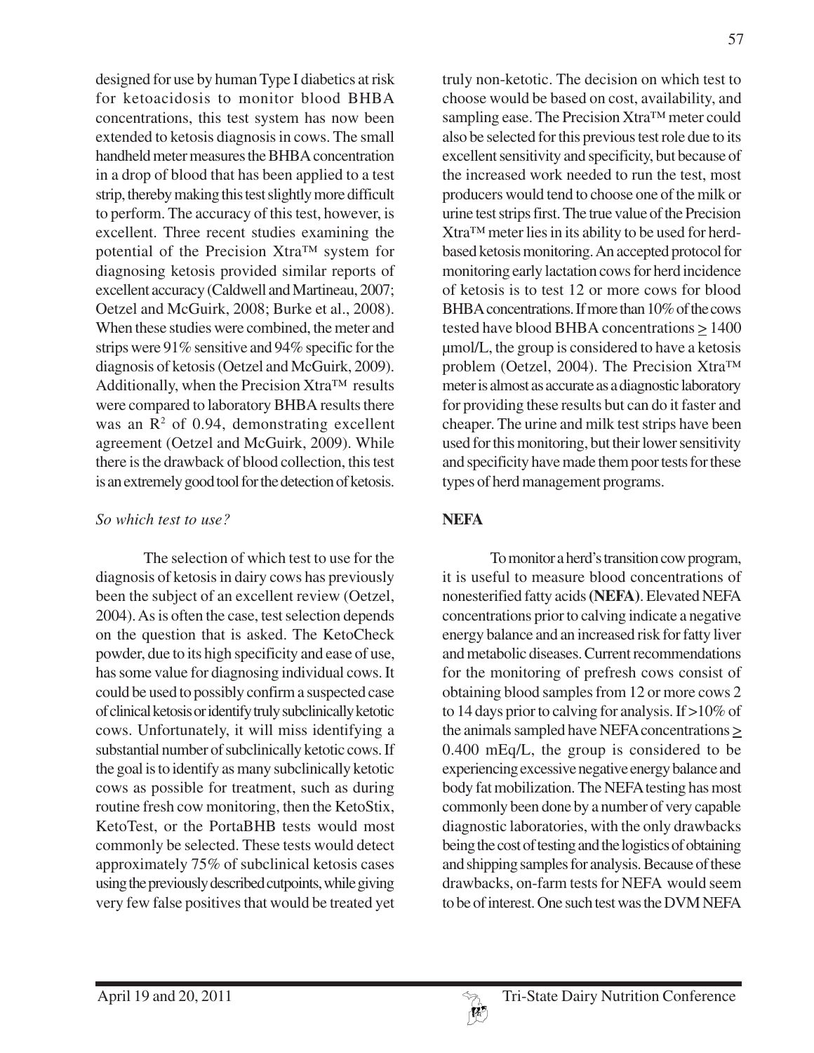designed for use by human Type I diabetics at risk for ketoacidosis to monitor blood BHBA concentrations, this test system has now been extended to ketosis diagnosis in cows. The small handheld meter measures the BHBA concentration in a drop of blood that has been applied to a test strip, thereby making this test slightly more difficult to perform. The accuracy of this test, however, is excellent. Three recent studies examining the potential of the Precision Xtra™ system for diagnosing ketosis provided similar reports of excellent accuracy (Caldwell and Martineau, 2007; Oetzel and McGuirk, 2008; Burke et al., 2008). When these studies were combined, the meter and strips were 91% sensitive and 94% specific for the diagnosis of ketosis (Oetzel and McGuirk, 2009). Additionally, when the Precision Xtra™ results were compared to laboratory BHBA results there was an $R^2$ of 0.94, demonstrating excellent agreement (Oetzel and McGuirk, 2009). While there is the drawback of blood collection, this test is an extremely good tool for the detection of ketosis.

*So which test to use?*

The selection of which test to use for the diagnosis of ketosis in dairy cows has previously been the subject of an excellent review (Oetzel, 2004). As is often the case, test selection depends on the question that is asked. The KetoCheck powder, due to its high specificity and ease of use, has some value for diagnosing individual cows. It could be used to possibly confirm a suspected case of clinical ketosis or identify truly subclinically ketotic cows. Unfortunately, it will miss identifying a substantial number of subclinically ketotic cows. If the goal is to identify as many subclinically ketotic cows as possible for treatment, such as during routine fresh cow monitoring, then the KetoStix, KetoTest, or the PortaBHB tests would most commonly be selected. These tests would detect approximately 75% of subclinical ketosis cases using the previously described cutpoints, while giving very few false positives that would be treated yet truly non-ketotic. The decision on which test to choose would be based on cost, availability, and sampling ease. The Precision Xtra™ meter could also be selected for this previous test role due to its excellent sensitivity and specificity, but because of the increased work needed to run the test, most producers would tend to choose one of the milk or urine test strips first. The true value of the Precision Xtra™ meter lies in its ability to be used for herd-based ketosis monitoring. An accepted protocol for monitoring early lactation cows for herd incidence of ketosis is to test 12 or more cows for blood BHBA concentrations. If more than 10% of the cows tested have blood BHBA concentrations $\geq$ 1400 µmol/L, the group is considered to have a ketosis problem (Oetzel, 2004). The Precision Xtra™ meter is almost as accurate as a diagnostic laboratory for providing these results but can do it faster and cheaper. The urine and milk test strips have been used for this monitoring, but their lower sensitivity and specificity have made them poor tests for these types of herd management programs.

**NEFA**

To monitor a herd's transition cow program, it is useful to measure blood concentrations of nonesterified fatty acids (**NEFA**). Elevated NEFA concentrations prior to calving indicate a negative energy balance and an increased risk for fatty liver and metabolic diseases. Current recommendations for the monitoring of prefresh cows consist of obtaining blood samples from 12 or more cows 2 to 14 days prior to calving for analysis. If >10% of the animals sampled have NEFA concentrations $\geq$ 0.400 mEq/L, the group is considered to be experiencing excessive negative energy balance and body fat mobilization. The NEFA testing has most commonly been done by a number of very capable diagnostic laboratories, with the only drawbacks being the cost of testing and the logistics of obtaining and shipping samples for analysis. Because of these drawbacks, on-farm tests for NEFA would seem to be of interest. One such test was the DVM NEFA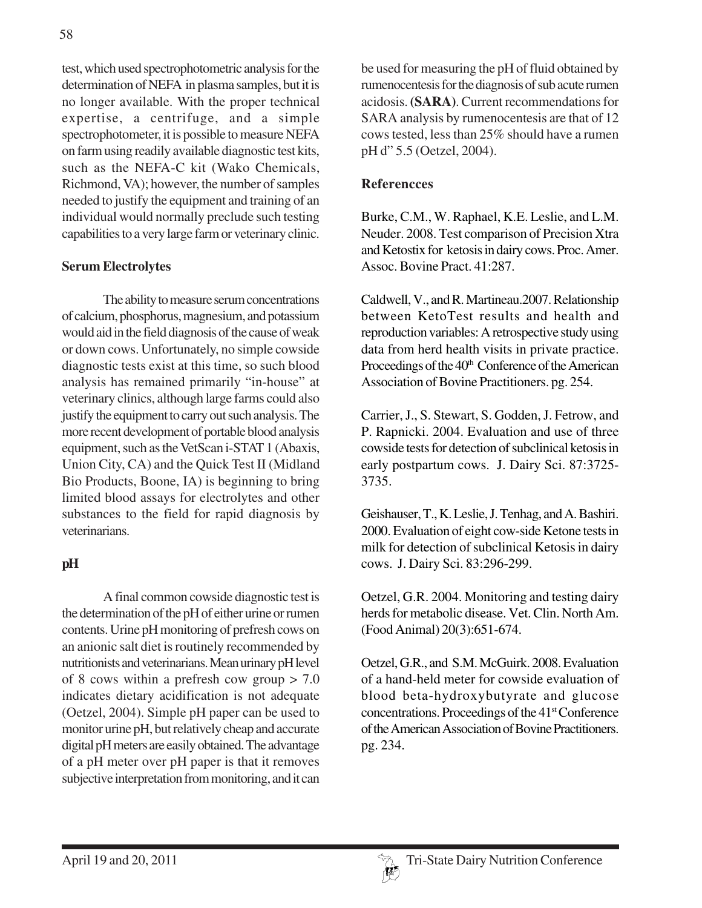test, which used spectrophotometric analysis for the determination of NEFA in plasma samples, but it is no longer available. With the proper technical expertise, a centrifuge, and a simple spectrophotometer, it is possible to measure NEFA on farm using readily available diagnostic test kits, such as the NEFA-C kit (Wako Chemicals, Richmond, VA); however, the number of samples needed to justify the equipment and training of an individual would normally preclude such testing capabilities to a very large farm or veterinary clinic.

## Serum Electrolytes

The ability to measure serum concentrations of calcium, phosphorus, magnesium, and potassium would aid in the field diagnosis of the cause of weak or down cows. Unfortunately, no simple cowside diagnostic tests exist at this time, so such blood analysis has remained primarily "in-house" at veterinary clinics, although large farms could also justify the equipment to carry out such analysis. The more recent development of portable blood analysis equipment, such as the VetScan i-STAT 1 (Abaxis, Union City, CA) and the Quick Test II (Midland Bio Products, Boone, IA) is beginning to bring limited blood assays for electrolytes and other substances to the field for rapid diagnosis by veterinarians.

## pH

A final common cowside diagnostic test is the determination of the pH of either urine or rumen contents. Urine pH monitoring of prefresh cows on an anionic salt diet is routinely recommended by nutritionists and veterinarians. Mean urinary pH level of 8 cows within a prefresh cow group > 7.0 indicates dietary acidification is not adequate (Oetzel, 2004). Simple pH paper can be used to monitor urine pH, but relatively cheap and accurate digital pH meters are easily obtained. The advantage of a pH meter over pH paper is that it removes subjective interpretation from monitoring, and it can be used for measuring the pH of fluid obtained by rumenocentesis for the diagnosis of sub acute rumen acidosis. **(SARA)**. Current recommendations for SARA analysis by rumenocentesis are that of 12 cows tested, less than 25% should have a rumen pH d" 5.5 (Oetzel, 2004).

## Referencces

Burke, C.M., W. Raphael, K.E. Leslie, and L.M. Neuder. 2008. Test comparison of Precision Xtra and Ketostix for ketosis in dairy cows. Proc. Amer. Assoc. Bovine Pract. 41:287.

Caldwell, V., and R. Martineau. 2007. Relationship between KetoTest results and health and reproduction variables: A retrospective study using data from herd health visits in private practice. Proceedings of the 40th Conference of the American Association of Bovine Practitioners. pg. 254.

Carrier, J., S. Stewart, S. Godden, J. Fetrow, and P. Rapnicki. 2004. Evaluation and use of three cowside tests for detection of subclinical ketosis in early postpartum cows. J. Dairy Sci. 87:3725-3735.

Geishauser, T., K. Leslie, J. Tenhag, and A. Bashiri. 2000. Evaluation of eight cow-side Ketone tests in milk for detection of subclinical Ketosis in dairy cows. J. Dairy Sci. 83:296-299.

Oetzel, G.R. 2004. Monitoring and testing dairy herds for metabolic disease. Vet. Clin. North Am. (Food Animal) 20(3):651-674.

Oetzel, G.R., and S.M. McGuirk. 2008. Evaluation of a hand-held meter for cowside evaluation of blood beta-hydroxybutyrate and glucose concentrations. Proceedings of the 41st Conference of the American Association of Bovine Practitioners. pg. 234.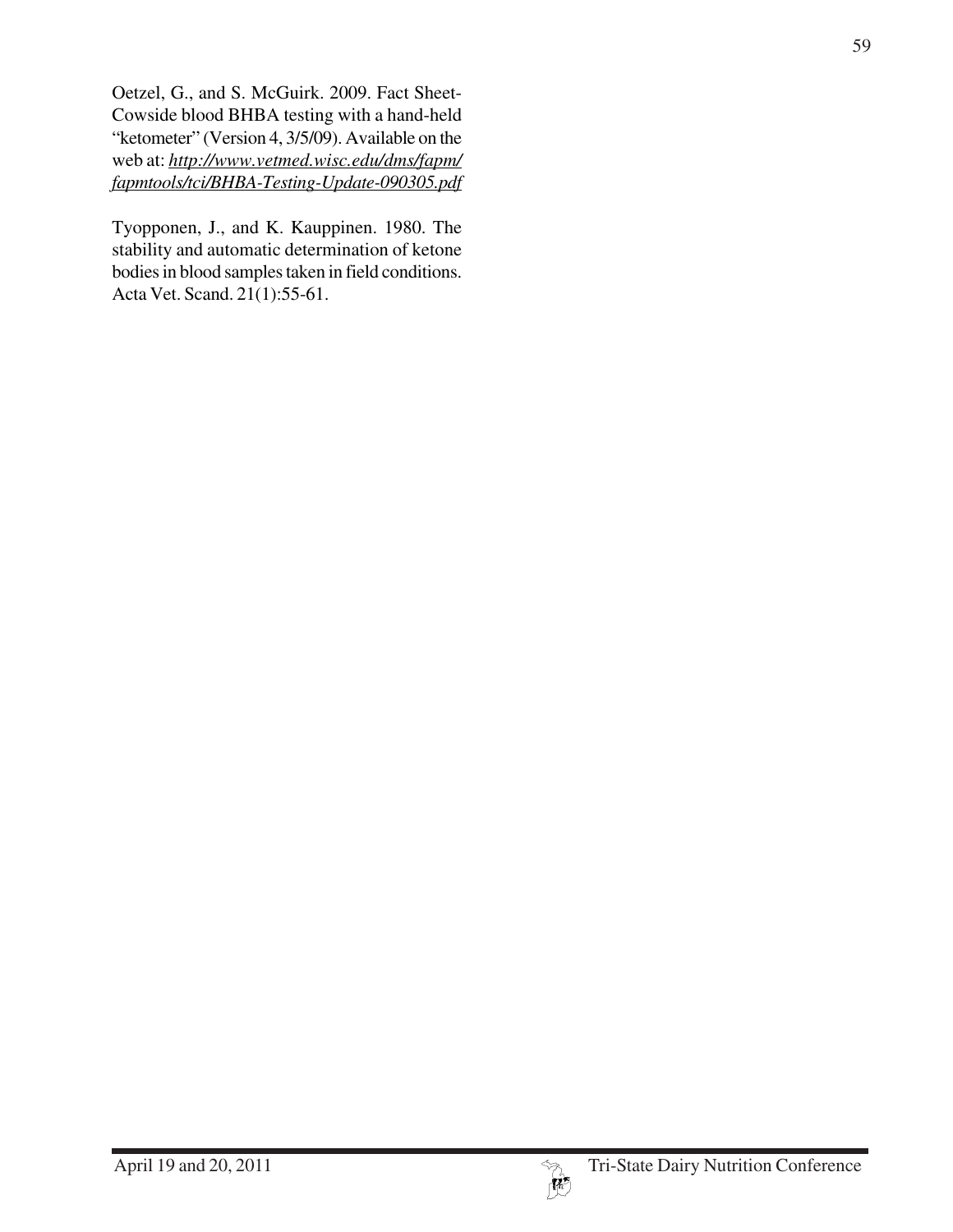Oetzel, G., and S. McGuirk. 2009. Fact Sheet- Cowside blood BHBA testing with a hand-held "ketometer" (Version 4, 3/5/09). Available on the web at: *http://www.vetmed.wisc.edu/dms/fapm/fapmtools/tci/BHBA-Testing-Update-090305.pdf*

Tyopponen, J., and K. Kauppinen. 1980. The stability and automatic determination of ketone bodies in blood samples taken in field conditions. Acta Vet. Scand. 21(1):55-61.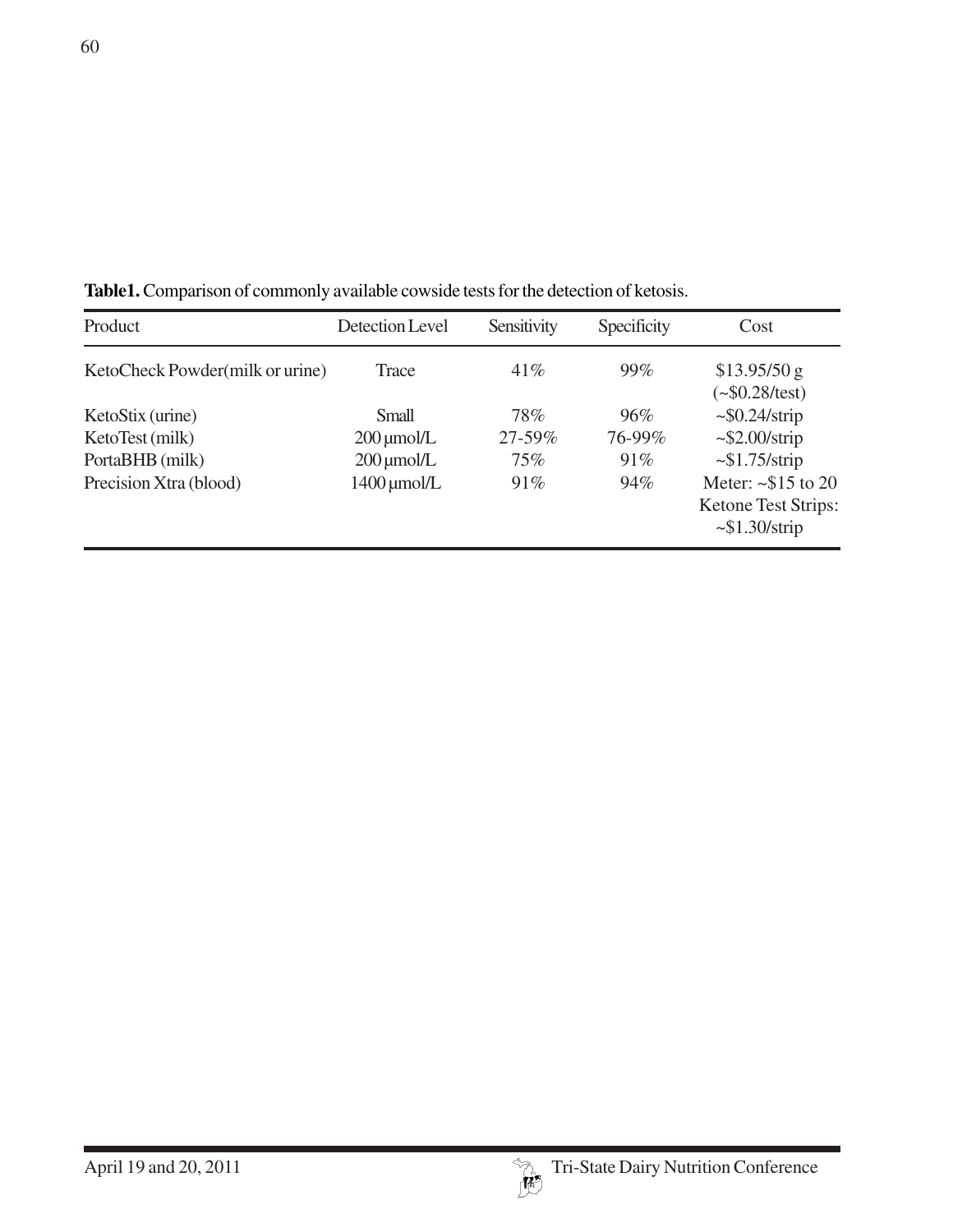**Table1.** Comparison of commonly available cowside tests for the detection of ketosis.

| Product | Detection Level | Sensitivity | Specificity | Cost |
|---|---|---|---|---|
| KetoCheck Powder(milk or urine) | Trace | 41% | 99% | $13.95/50 g (~$0.28/test) |
| KetoStix (urine) | Small | 78% | 96% | ~$0.24/strip |
| KetoTest (milk) | 200 µmol/L | 27-59% | 76-99% | ~$2.00/strip |
| PortaBHB (milk) | 200 µmol/L | 75% | 91% | ~$1.75/strip |
| Precision Xtra (blood) | 1400 µmol/L | 91% | 94% | Meter: ~$15 to 20 Ketone Test Strips: ~$1.30/strip |